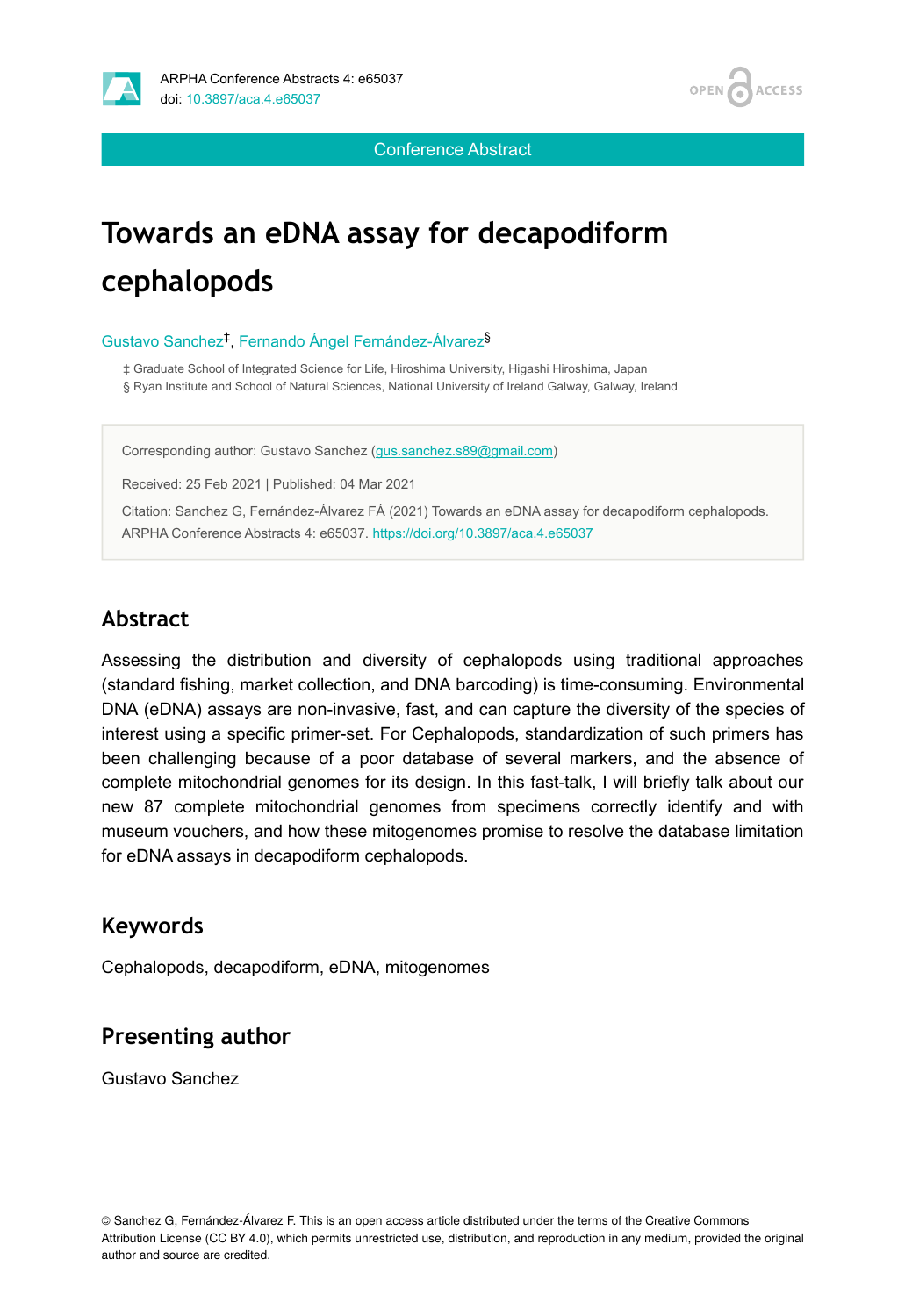Conference Abstract

# Towards an eDNA assay for decapodiform cephalopods

Gustavo Sanchez[‡], Fernando Ángel Fernández-Álvarez[§]

‡ Graduate School of Integrated Science for Life, Hiroshima University, Higashi Hiroshima, Japan
§ Ryan Institute and School of Natural Sciences, National University of Ireland Galway, Galway, Ireland

Corresponding author: Gustavo Sanchez (gus.sanchez.s89@gmail.com)

Received: 25 Feb 2021 | Published: 04 Mar 2021

Citation: Sanchez G, Fernández-Álvarez FÁ (2021) Towards an eDNA assay for decapodiform cephalopods. ARPHA Conference Abstracts 4: e65037. https://doi.org/10.3897/aca.4.e65037

## Abstract

Assessing the distribution and diversity of cephalopods using traditional approaches (standard fishing, market collection, and DNA barcoding) is time-consuming. Environmental DNA (eDNA) assays are non-invasive, fast, and can capture the diversity of the species of interest using a specific primer-set. For Cephalopods, standardization of such primers has been challenging because of a poor database of several markers, and the absence of complete mitochondrial genomes for its design. In this fast-talk, I will briefly talk about our new 87 complete mitochondrial genomes from specimens correctly identify and with museum vouchers, and how these mitogenomes promise to resolve the database limitation for eDNA assays in decapodiform cephalopods.

## Keywords

Cephalopods, decapodiform, eDNA, mitogenomes

## Presenting author

Gustavo Sanchez

© Sanchez G, Fernández-Álvarez F. This is an open access article distributed under the terms of the Creative Commons Attribution License (CC BY 4.0), which permits unrestricted use, distribution, and reproduction in any medium, provided the original author and source are credited.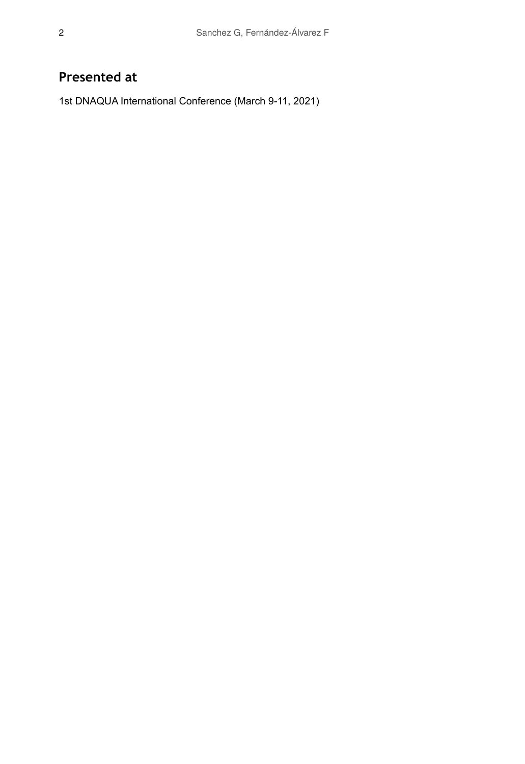## Presented at

1st DNAQUA International Conference (March 9-11, 2021)